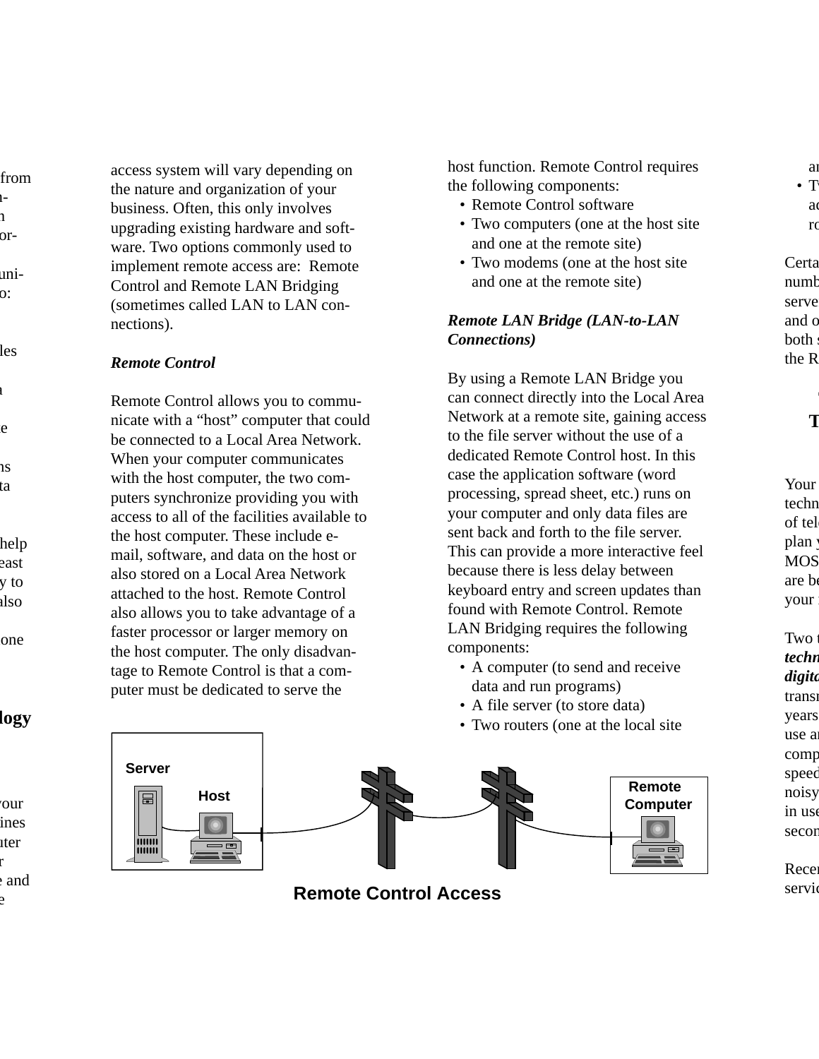access system will vary depending on the nature and organization of your business. Often, this only involves upgrading existing hardware and software. Two options commonly used to implement remote access are: Remote Control and Remote LAN Bridging (sometimes called LAN to LAN connections).

***Remote Control***

Remote Control allows you to communicate with a “host” computer that could be connected to a Local Area Network. When your computer communicates with the host computer, the two computers synchronize providing you with access to all of the facilities available to the host computer. These include e-mail, software, and data on the host or also stored on a Local Area Network attached to the host. Remote Control also allows you to take advantage of a faster processor or larger memory on the host computer. The only disadvantage to Remote Control is that a computer must be dedicated to serve the host function. Remote Control requires the following components:

- Remote Control software
- Two computers (one at the host site and one at the remote site)
- Two modems (one at the host site and one at the remote site)

***Remote LAN Bridge (LAN-to-LAN Connections)***

By using a Remote LAN Bridge you can connect directly into the Local Area Network at a remote site, gaining access to the file server without the use of a dedicated Remote Control host. In this case the application software (word processing, spread sheet, etc.) runs on your computer and only data files are sent back and forth to the file server. This can provide a more interactive feel because there is less delay between keyboard entry and screen updates than found with Remote Control. Remote LAN Bridging requires the following components:

- A computer (to send and receive data and run programs)
- A file server (to store data)
- Two routers (one at the local site

Server

Host

Remote Computer

**Remote Control Access**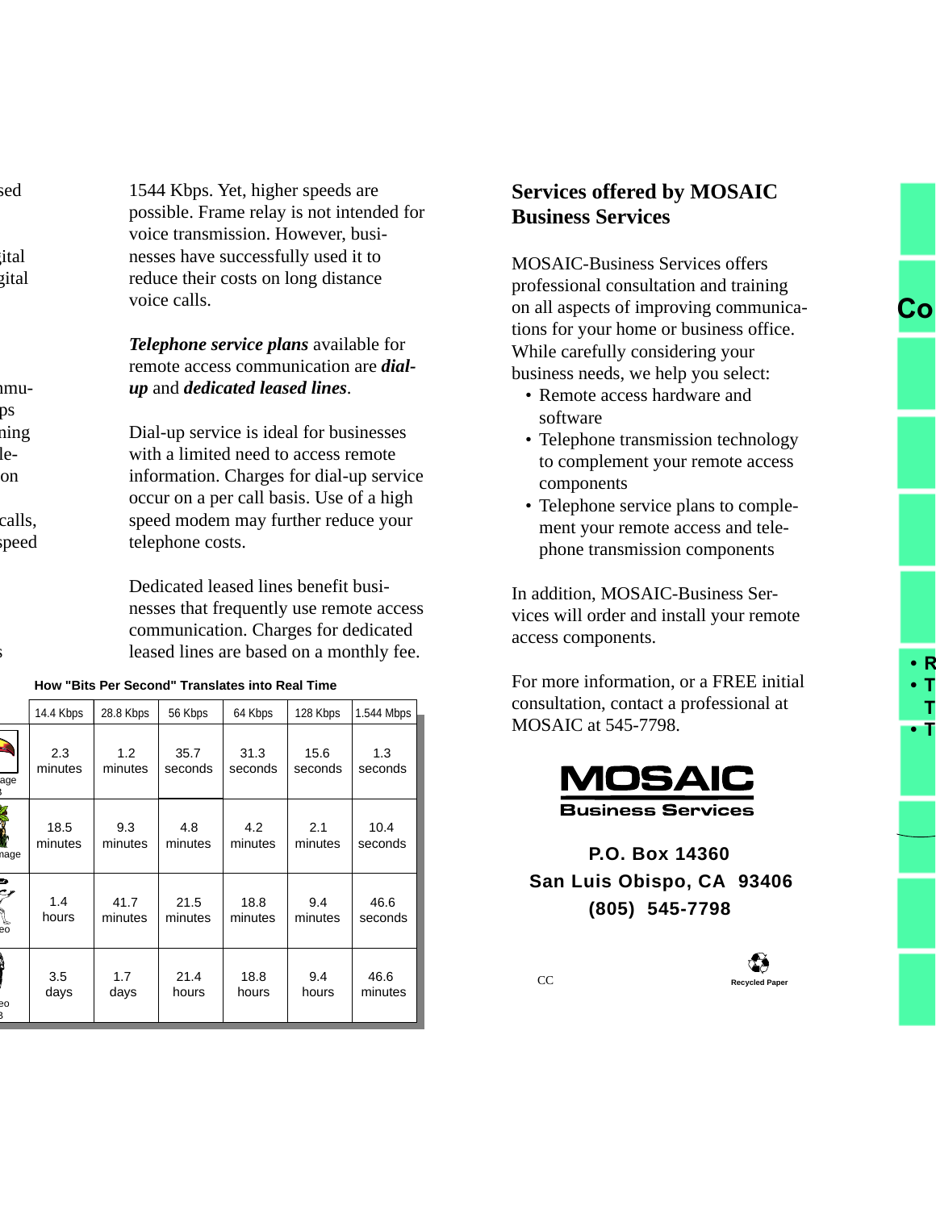sed

gital
gital

mmu-
ps
ning
le-
on

calls,
speed

s

1544 Kbps. Yet, higher speeds are possible. Frame relay is not intended for voice transmission. However, businesses have successfully used it to reduce their costs on long distance voice calls.

***Telephone service plans*** available for remote access communication are ***dial-up*** and ***dedicated leased lines***.

Dial-up service is ideal for businesses with a limited need to access remote information. Charges for dial-up service occur on a per call basis. Use of a high speed modem may further reduce your telephone costs.

Dedicated leased lines benefit businesses that frequently use remote access communication. Charges for dedicated leased lines are based on a monthly fee.

**How "Bits Per Second" Translates into Real Time**

| | 14.4 Kbps | 28.8 Kbps | 56 Kbps | 64 Kbps | 128 Kbps | 1.544 Mbps |
|---|---|---|---|---|---|---|
| age | 2.3 minutes | 1.2 minutes | 35.7 seconds | 31.3 seconds | 15.6 seconds | 1.3 seconds |
| nage | 18.5 minutes | 9.3 minutes | 4.8 minutes | 4.2 minutes | 2.1 minutes | 10.4 seconds |
| eo | 1.4 hours | 41.7 minutes | 21.5 minutes | 18.8 minutes | 9.4 minutes | 46.6 seconds |
| eo | 3.5 days | 1.7 days | 21.4 hours | 18.8 hours | 9.4 hours | 46.6 minutes |

## Services offered by MOSAIC Business Services

MOSAIC-Business Services offers professional consultation and training on all aspects of improving communications for your home or business office. While carefully considering your business needs, we help you select:

- Remote access hardware and software
- Telephone transmission technology to complement your remote access components
- Telephone service plans to complement your remote access and telephone transmission components

In addition, MOSAIC-Business Services will order and install your remote access components.

For more information, or a FREE initial consultation, contact a professional at MOSAIC at 545-7798.

**MOSAIC**
**Business Services**

**P.O. Box 14360**
**San Luis Obispo, CA 93406**
**(805) 545-7798**

CC

Recycled Paper

**Co**

• R
• T
T
• T